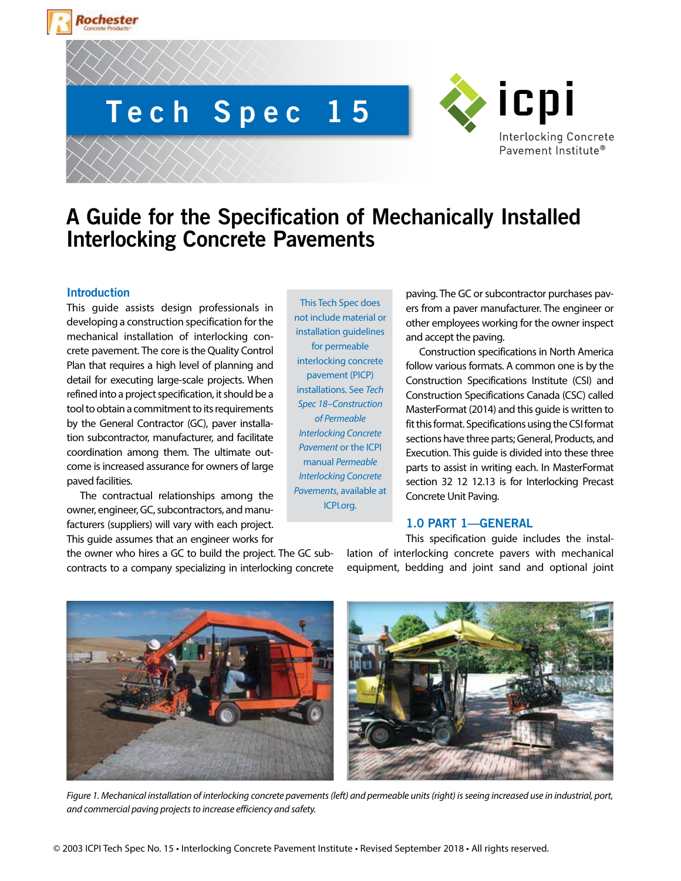# Tech Spec 15

# A Guide for the Specification of Mechanically Installed Interlocking Concrete Pavements

## Introduction

This guide assists design professionals in developing a construction specification for the mechanical installation of interlocking concrete pavement. The core is the Quality Control Plan that requires a high level of planning and detail for executing large-scale projects. When refined into a project specification, it should be a tool to obtain a commitment to its requirements by the General Contractor (GC), paver installation subcontractor, manufacturer, and facilitate coordination among them. The ultimate outcome is increased assurance for owners of large paved facilities.

The contractual relationships among the owner, engineer, GC, subcontractors, and manufacturers (suppliers) will vary with each project. This guide assumes that an engineer works for the owner who hires a GC to build the project. The GC subcontracts to a company specializing in interlocking concrete paving. The GC or subcontractor purchases pavers from a paver manufacturer. The engineer or other employees working for the owner inspect and accept the paving.

> This Tech Spec does not include material or installation guidelines for permeable interlocking concrete pavement (PICP) installations. See *Tech Spec 18–Construction of Permeable Interlocking Concrete Pavement* or the ICPI manual *Permeable Interlocking Concrete Pavements*, available at ICPI.org.

Construction specifications in North America follow various formats. A common one is by the Construction Specifications Institute (CSI) and Construction Specifications Canada (CSC) called MasterFormat (2014) and this guide is written to fit this format. Specifications using the CSI format sections have three parts; General, Products, and Execution. This guide is divided into these three parts to assist in writing each. In MasterFormat section 32 12 12.13 is for Interlocking Precast Concrete Unit Paving.

## 1.0 PART 1—GENERAL

This specification guide includes the installation of interlocking concrete pavers with mechanical equipment, bedding and joint sand and optional joint

*Figure 1. Mechanical installation of interlocking concrete pavements (left) and permeable units (right) is seeing increased use in industrial, port, and commercial paving projects to increase efficiency and safety.*

© 2003 ICPI Tech Spec No. 15 • Interlocking Concrete Pavement Institute • Revised September 2018 • All rights reserved.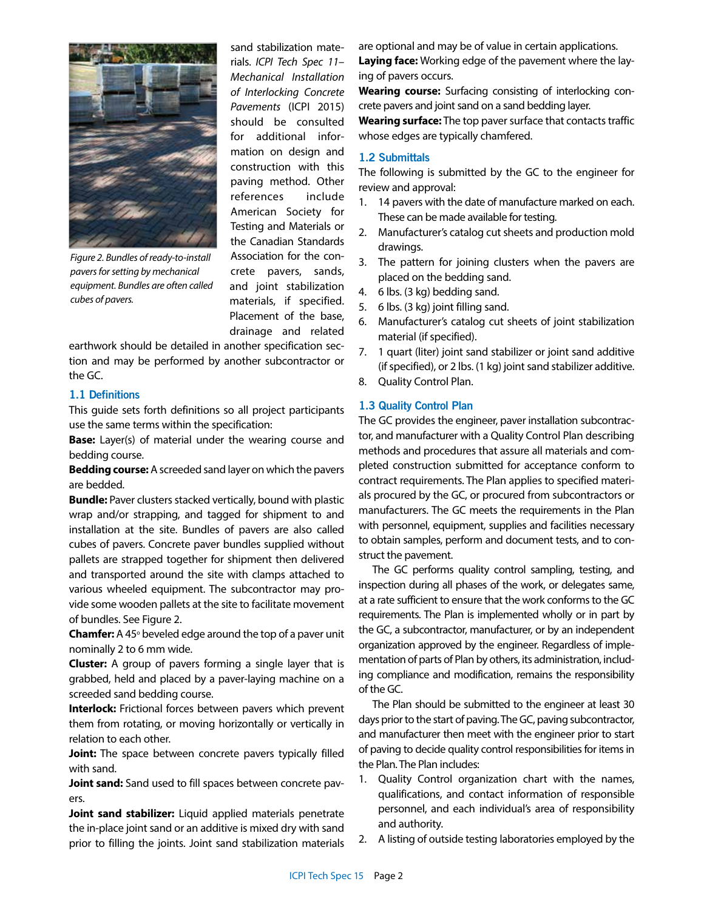sand stabilization materials. *ICPI Tech Spec 11–Mechanical Installation of Interlocking Concrete Pavements* (ICPI 2015) should be consulted for additional information on design and construction with this paving method. Other references include American Society for Testing and Materials or the Canadian Standards Association for the concrete pavers, sands, and joint stabilization materials, if specified. Placement of the base, drainage and related earthwork should be detailed in another specification section and may be performed by another subcontractor or the GC.

*Figure 2. Bundles of ready-to-install pavers for setting by mechanical equipment. Bundles are often called cubes of pavers.*

### 1.1 Definitions

This guide sets forth definitions so all project participants use the same terms within the specification:

**Base:** Layer(s) of material under the wearing course and bedding course.

**Bedding course:** A screeded sand layer on which the pavers are bedded.

**Bundle:** Paver clusters stacked vertically, bound with plastic wrap and/or strapping, and tagged for shipment to and installation at the site. Bundles of pavers are also called cubes of pavers. Concrete paver bundles supplied without pallets are strapped together for shipment then delivered and transported around the site with clamps attached to various wheeled equipment. The subcontractor may provide some wooden pallets at the site to facilitate movement of bundles. See Figure 2.

**Chamfer:** A 45° beveled edge around the top of a paver unit nominally 2 to 6 mm wide.

**Cluster:** A group of pavers forming a single layer that is grabbed, held and placed by a paver-laying machine on a screeded sand bedding course.

**Interlock:** Frictional forces between pavers which prevent them from rotating, or moving horizontally or vertically in relation to each other.

**Joint:** The space between concrete pavers typically filled with sand.

**Joint sand:** Sand used to fill spaces between concrete pavers.

**Joint sand stabilizer:** Liquid applied materials penetrate the in-place joint sand or an additive is mixed dry with sand prior to filling the joints. Joint sand stabilization materials are optional and may be of value in certain applications.

**Laying face:** Working edge of the pavement where the laying of pavers occurs.

**Wearing course:** Surfacing consisting of interlocking concrete pavers and joint sand on a sand bedding layer.

**Wearing surface:** The top paver surface that contacts traffic whose edges are typically chamfered.

### 1.2 Submittals

The following is submitted by the GC to the engineer for review and approval:

1. 14 pavers with the date of manufacture marked on each. These can be made available for testing.
2. Manufacturer's catalog cut sheets and production mold drawings.
3. The pattern for joining clusters when the pavers are placed on the bedding sand.
4. 6 lbs. (3 kg) bedding sand.
5. 6 lbs. (3 kg) joint filling sand.
6. Manufacturer's catalog cut sheets of joint stabilization material (if specified).
7. 1 quart (liter) joint sand stabilizer or joint sand additive (if specified), or 2 lbs. (1 kg) joint sand stabilizer additive.
8. Quality Control Plan.

### 1.3 Quality Control Plan

The GC provides the engineer, paver installation subcontractor, and manufacturer with a Quality Control Plan describing methods and procedures that assure all materials and completed construction submitted for acceptance conform to contract requirements. The Plan applies to specified materials procured by the GC, or procured from subcontractors or manufacturers. The GC meets the requirements in the Plan with personnel, equipment, supplies and facilities necessary to obtain samples, perform and document tests, and to construct the pavement.

The GC performs quality control sampling, testing, and inspection during all phases of the work, or delegates same, at a rate sufficient to ensure that the work conforms to the GC requirements. The Plan is implemented wholly or in part by the GC, a subcontractor, manufacturer, or by an independent organization approved by the engineer. Regardless of implementation of parts of Plan by others, its administration, including compliance and modification, remains the responsibility of the GC.

The Plan should be submitted to the engineer at least 30 days prior to the start of paving. The GC, paving subcontractor, and manufacturer then meet with the engineer prior to start of paving to decide quality control responsibilities for items in the Plan. The Plan includes:

1. Quality Control organization chart with the names, qualifications, and contact information of responsible personnel, and each individual's area of responsibility and authority.
2. A listing of outside testing laboratories employed by the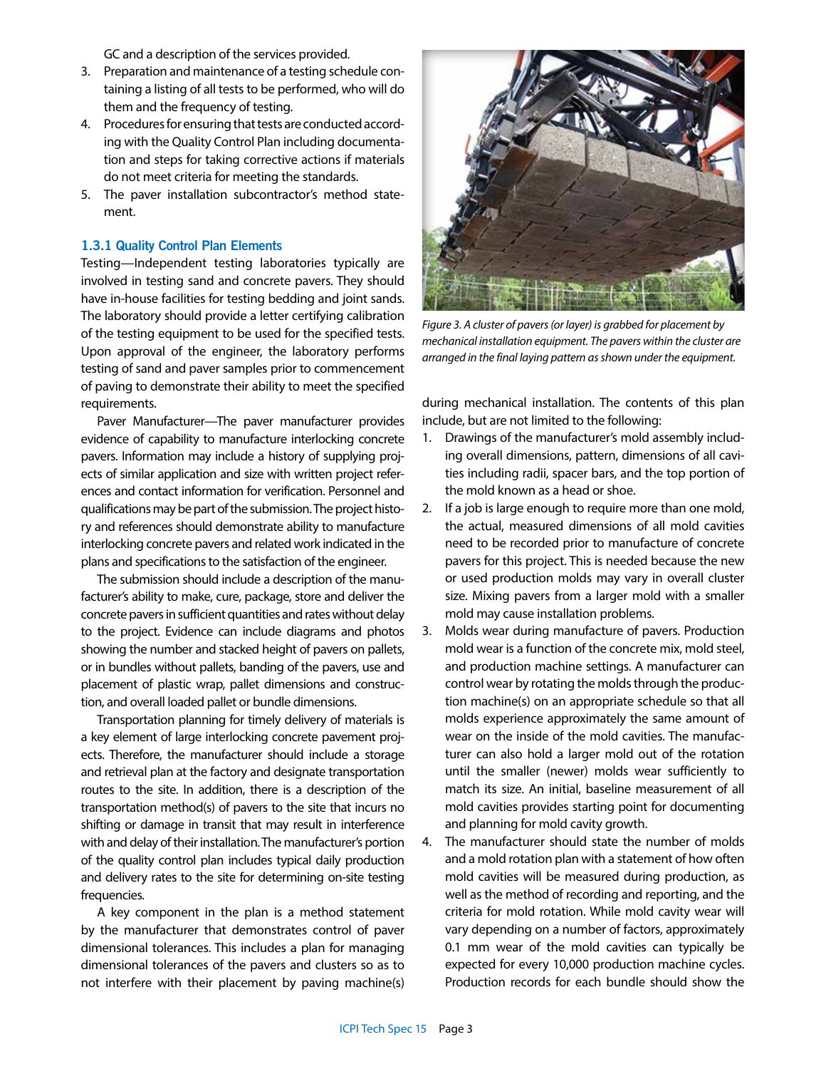GC and a description of the services provided.

3. Preparation and maintenance of a testing schedule containing a listing of all tests to be performed, who will do them and the frequency of testing.
4. Procedures for ensuring that tests are conducted according with the Quality Control Plan including documentation and steps for taking corrective actions if materials do not meet criteria for meeting the standards.
5. The paver installation subcontractor's method statement.

### 1.3.1 Quality Control Plan Elements

Testing—Independent testing laboratories typically are involved in testing sand and concrete pavers. They should have in-house facilities for testing bedding and joint sands. The laboratory should provide a letter certifying calibration of the testing equipment to be used for the specified tests. Upon approval of the engineer, the laboratory performs testing of sand and paver samples prior to commencement of paving to demonstrate their ability to meet the specified requirements.

Paver Manufacturer—The paver manufacturer provides evidence of capability to manufacture interlocking concrete pavers. Information may include a history of supplying projects of similar application and size with written project references and contact information for verification. Personnel and qualifications may be part of the submission. The project history and references should demonstrate ability to manufacture interlocking concrete pavers and related work indicated in the plans and specifications to the satisfaction of the engineer.

The submission should include a description of the manufacturer's ability to make, cure, package, store and deliver the concrete pavers in sufficient quantities and rates without delay to the project. Evidence can include diagrams and photos showing the number and stacked height of pavers on pallets, or in bundles without pallets, banding of the pavers, use and placement of plastic wrap, pallet dimensions and construction, and overall loaded pallet or bundle dimensions.

Transportation planning for timely delivery of materials is a key element of large interlocking concrete pavement projects. Therefore, the manufacturer should include a storage and retrieval plan at the factory and designate transportation routes to the site. In addition, there is a description of the transportation method(s) of pavers to the site that incurs no shifting or damage in transit that may result in interference with and delay of their installation. The manufacturer's portion of the quality control plan includes typical daily production and delivery rates to the site for determining on-site testing frequencies.

A key component in the plan is a method statement by the manufacturer that demonstrates control of paver dimensional tolerances. This includes a plan for managing dimensional tolerances of the pavers and clusters so as to not interfere with their placement by paving machine(s) during mechanical installation. The contents of this plan include, but are not limited to the following:

*Figure 3. A cluster of pavers (or layer) is grabbed for placement by mechanical installation equipment. The pavers within the cluster are arranged in the final laying pattern as shown under the equipment.*

1. Drawings of the manufacturer's mold assembly including overall dimensions, pattern, dimensions of all cavities including radii, spacer bars, and the top portion of the mold known as a head or shoe.
2. If a job is large enough to require more than one mold, the actual, measured dimensions of all mold cavities need to be recorded prior to manufacture of concrete pavers for this project. This is needed because the new or used production molds may vary in overall cluster size. Mixing pavers from a larger mold with a smaller mold may cause installation problems.
3. Molds wear during manufacture of pavers. Production mold wear is a function of the concrete mix, mold steel, and production machine settings. A manufacturer can control wear by rotating the molds through the production machine(s) on an appropriate schedule so that all molds experience approximately the same amount of wear on the inside of the mold cavities. The manufacturer can also hold a larger mold out of the rotation until the smaller (newer) molds wear sufficiently to match its size. An initial, baseline measurement of all mold cavities provides starting point for documenting and planning for mold cavity growth.
4. The manufacturer should state the number of molds and a mold rotation plan with a statement of how often mold cavities will be measured during production, as well as the method of recording and reporting, and the criteria for mold rotation. While mold cavity wear will vary depending on a number of factors, approximately 0.1 mm wear of the mold cavities can typically be expected for every 10,000 production machine cycles. Production records for each bundle should show the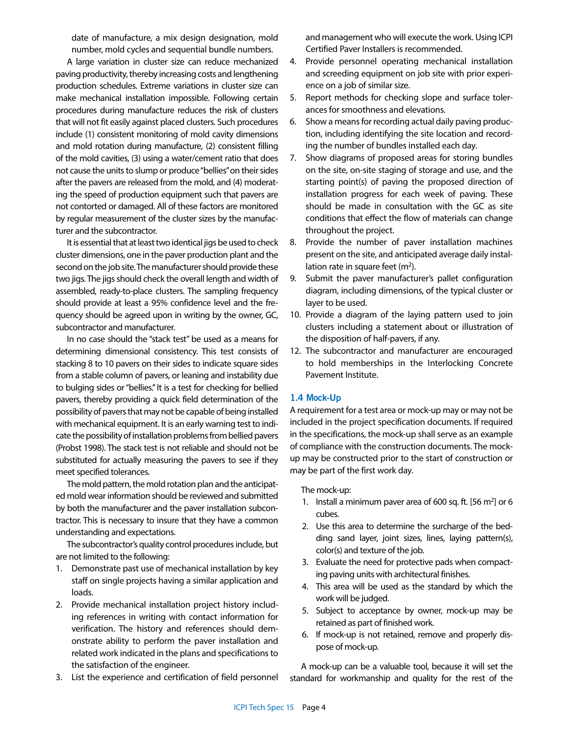date of manufacture, a mix design designation, mold number, mold cycles and sequential bundle numbers.

A large variation in cluster size can reduce mechanized paving productivity, thereby increasing costs and lengthening production schedules. Extreme variations in cluster size can make mechanical installation impossible. Following certain procedures during manufacture reduces the risk of clusters that will not fit easily against placed clusters. Such procedures include (1) consistent monitoring of mold cavity dimensions and mold rotation during manufacture, (2) consistent filling of the mold cavities, (3) using a water/cement ratio that does not cause the units to slump or produce "bellies" on their sides after the pavers are released from the mold, and (4) moderating the speed of production equipment such that pavers are not contorted or damaged. All of these factors are monitored by regular measurement of the cluster sizes by the manufacturer and the subcontractor.

It is essential that at least two identical jigs be used to check cluster dimensions, one in the paver production plant and the second on the job site. The manufacturer should provide these two jigs. The jigs should check the overall length and width of assembled, ready-to-place clusters. The sampling frequency should provide at least a 95% confidence level and the frequency should be agreed upon in writing by the owner, GC, subcontractor and manufacturer.

In no case should the "stack test" be used as a means for determining dimensional consistency. This test consists of stacking 8 to 10 pavers on their sides to indicate square sides from a stable column of pavers, or leaning and instability due to bulging sides or "bellies." It is a test for checking for bellied pavers, thereby providing a quick field determination of the possibility of pavers that may not be capable of being installed with mechanical equipment. It is an early warning test to indicate the possibility of installation problems from bellied pavers (Probst 1998). The stack test is not reliable and should not be substituted for actually measuring the pavers to see if they meet specified tolerances.

The mold pattern, the mold rotation plan and the anticipated mold wear information should be reviewed and submitted by both the manufacturer and the paver installation subcontractor. This is necessary to insure that they have a common understanding and expectations.

The subcontractor's quality control procedures include, but are not limited to the following:

1. Demonstrate past use of mechanical installation by key staff on single projects having a similar application and loads.
2. Provide mechanical installation project history including references in writing with contact information for verification. The history and references should demonstrate ability to perform the paver installation and related work indicated in the plans and specifications to the satisfaction of the engineer.
3. List the experience and certification of field personnel and management who will execute the work. Using ICPI Certified Paver Installers is recommended.
4. Provide personnel operating mechanical installation and screeding equipment on job site with prior experience on a job of similar size.
5. Report methods for checking slope and surface tolerances for smoothness and elevations.
6. Show a means for recording actual daily paving production, including identifying the site location and recording the number of bundles installed each day.
7. Show diagrams of proposed areas for storing bundles on the site, on-site staging of storage and use, and the starting point(s) of paving the proposed direction of installation progress for each week of paving. These should be made in consultation with the GC as site conditions that effect the flow of materials can change throughout the project.
8. Provide the number of paver installation machines present on the site, and anticipated average daily installation rate in square feet ($m^2$).
9. Submit the paver manufacturer's pallet configuration diagram, including dimensions, of the typical cluster or layer to be used.
10. Provide a diagram of the laying pattern used to join clusters including a statement about or illustration of the disposition of half-pavers, if any.
12. The subcontractor and manufacturer are encouraged to hold memberships in the Interlocking Concrete Pavement Institute.

### 1.4 Mock-Up

A requirement for a test area or mock-up may or may not be included in the project specification documents. If required in the specifications, the mock-up shall serve as an example of compliance with the construction documents. The mock-up may be constructed prior to the start of construction or may be part of the first work day.

The mock-up:

1. Install a minimum paver area of 600 sq. ft. [56 $m^2$] or 6 cubes.
2. Use this area to determine the surcharge of the bedding sand layer, joint sizes, lines, laying pattern(s), color(s) and texture of the job.
3. Evaluate the need for protective pads when compacting paving units with architectural finishes.
4. This area will be used as the standard by which the work will be judged.
5. Subject to acceptance by owner, mock-up may be retained as part of finished work.
6. If mock-up is not retained, remove and properly dispose of mock-up.

A mock-up can be a valuable tool, because it will set the standard for workmanship and quality for the rest of the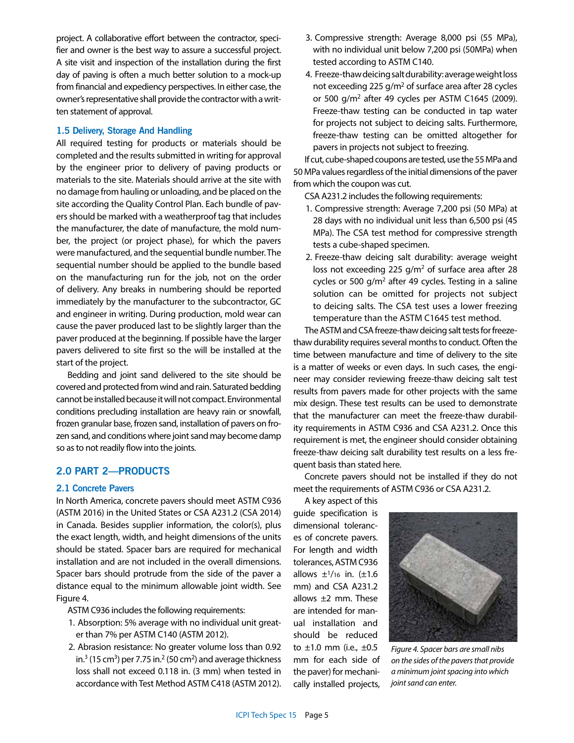project. A collaborative effort between the contractor, specifier and owner is the best way to assure a successful project. A site visit and inspection of the installation during the first day of paving is often a much better solution to a mock-up from financial and expediency perspectives. In either case, the owner's representative shall provide the contractor with a written statement of approval.

### 1.5 Delivery, Storage And Handling

All required testing for products or materials should be completed and the results submitted in writing for approval by the engineer prior to delivery of paving products or materials to the site. Materials should arrive at the site with no damage from hauling or unloading, and be placed on the site according the Quality Control Plan. Each bundle of pavers should be marked with a weatherproof tag that includes the manufacturer, the date of manufacture, the mold number, the project (or project phase), for which the pavers were manufactured, and the sequential bundle number. The sequential number should be applied to the bundle based on the manufacturing run for the job, not on the order of delivery. Any breaks in numbering should be reported immediately by the manufacturer to the subcontractor, GC and engineer in writing. During production, mold wear can cause the paver produced last to be slightly larger than the paver produced at the beginning. If possible have the larger pavers delivered to site first so the will be installed at the start of the project.

Bedding and joint sand delivered to the site should be covered and protected from wind and rain. Saturated bedding cannot be installed because it will not compact. Environmental conditions precluding installation are heavy rain or snowfall, frozen granular base, frozen sand, installation of pavers on frozen sand, and conditions where joint sand may become damp so as to not readily flow into the joints.

## 2.0 PART 2—PRODUCTS

### 2.1 Concrete Pavers

In North America, concrete pavers should meet ASTM C936 (ASTM 2016) in the United States or CSA A231.2 (CSA 2014) in Canada. Besides supplier information, the color(s), plus the exact length, width, and height dimensions of the units should be stated. Spacer bars are required for mechanical installation and are not included in the overall dimensions. Spacer bars should protrude from the side of the paver a distance equal to the minimum allowable joint width. See Figure 4.

ASTM C936 includes the following requirements:

1. Absorption: 5% average with no individual unit greater than 7% per ASTM C140 (ASTM 2012).
2. Abrasion resistance: No greater volume loss than 0.92 in.$^3$ (15 cm$^3$) per 7.75 in.$^2$ (50 cm$^2$) and average thickness loss shall not exceed 0.118 in. (3 mm) when tested in accordance with Test Method ASTM C418 (ASTM 2012).
3. Compressive strength: Average 8,000 psi (55 MPa), with no individual unit below 7,200 psi (50MPa) when tested according to ASTM C140.
4. Freeze-thaw deicing salt durability: average weight loss not exceeding 225 g/m$^2$ of surface area after 28 cycles or 500 g/m$^2$ after 49 cycles per ASTM C1645 (2009). Freeze-thaw testing can be conducted in tap water for projects not subject to deicing salts. Furthermore, freeze-thaw testing can be omitted altogether for pavers in projects not subject to freezing.

If cut, cube-shaped coupons are tested, use the 55 MPa and 50 MPa values regardless of the initial dimensions of the paver from which the coupon was cut.

CSA A231.2 includes the following requirements:

1. Compressive strength: Average 7,200 psi (50 MPa) at 28 days with no individual unit less than 6,500 psi (45 MPa). The CSA test method for compressive strength tests a cube-shaped specimen.
2. Freeze-thaw deicing salt durability: average weight loss not exceeding 225 g/m$^2$ of surface area after 28 cycles or 500 g/m$^2$ after 49 cycles. Testing in a saline solution can be omitted for projects not subject to deicing salts. The CSA test uses a lower freezing temperature than the ASTM C1645 test method.

The ASTM and CSA freeze-thaw deicing salt tests for freeze-thaw durability requires several months to conduct. Often the time between manufacture and time of delivery to the site is a matter of weeks or even days. In such cases, the engineer may consider reviewing freeze-thaw deicing salt test results from pavers made for other projects with the same mix design. These test results can be used to demonstrate that the manufacturer can meet the freeze-thaw durability requirements in ASTM C936 and CSA A231.2. Once this requirement is met, the engineer should consider obtaining freeze-thaw deicing salt durability test results on a less frequent basis than stated here.

Concrete pavers should not be installed if they do not meet the requirements of ASTM C936 or CSA A231.2.

A key aspect of this guide specification is dimensional tolerances of concrete pavers. For length and width tolerances, ASTM C936 allows ±1/16 in. (±1.6 mm) and CSA A231.2 allows ±2 mm. These are intended for manual installation and should be reduced to ±1.0 mm (i.e., ±0.5 mm for each side of the paver) for mechanically installed projects,

*Figure 4. Spacer bars are small nibs on the sides of the pavers that provide a minimum joint spacing into which joint sand can enter.*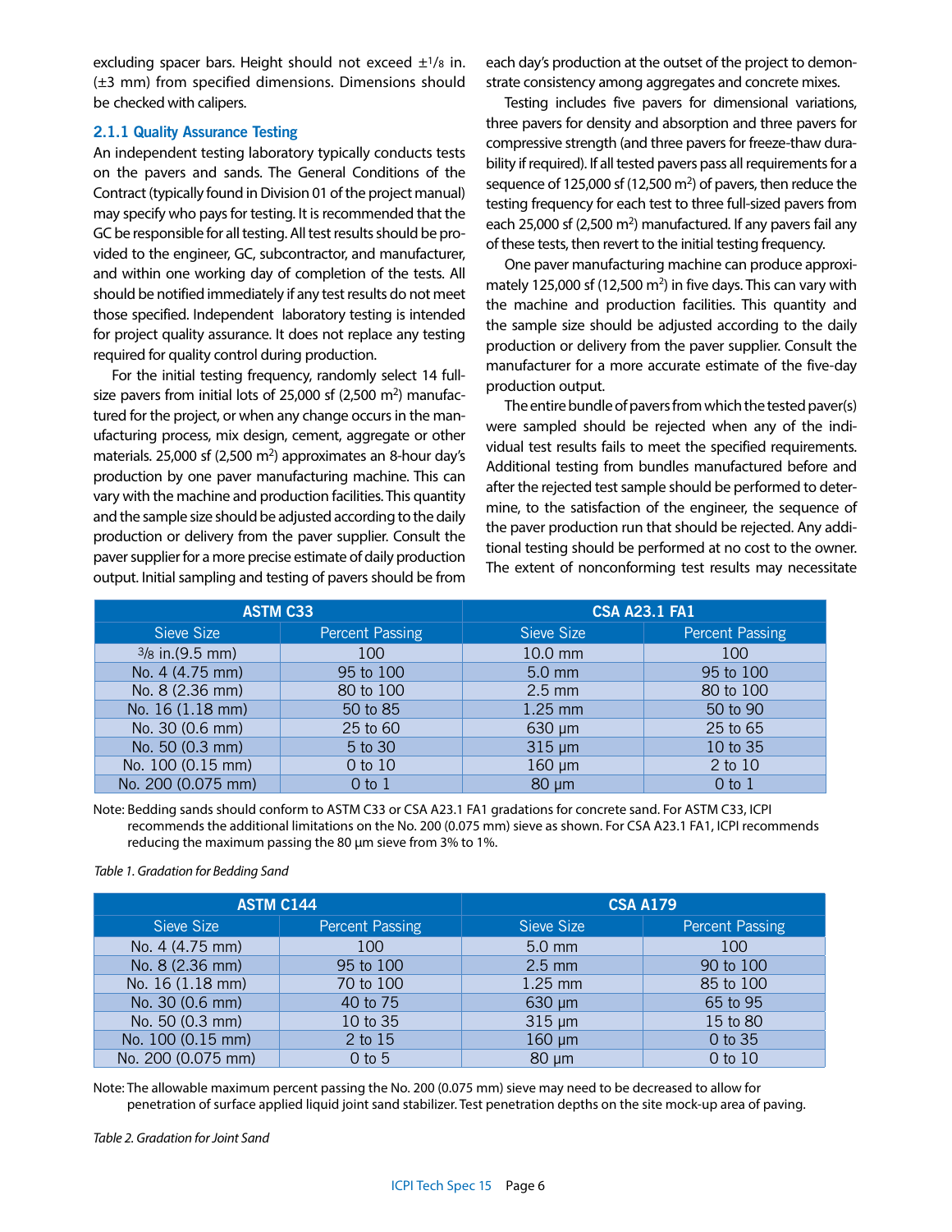excluding spacer bars. Height should not exceed ±1/8 in. (±3 mm) from specified dimensions. Dimensions should be checked with calipers.

### 2.1.1 Quality Assurance Testing

An independent testing laboratory typically conducts tests on the pavers and sands. The General Conditions of the Contract (typically found in Division 01 of the project manual) may specify who pays for testing. It is recommended that the GC be responsible for all testing. All test results should be provided to the engineer, GC, subcontractor, and manufacturer, and within one working day of completion of the tests. All should be notified immediately if any test results do not meet those specified. Independent laboratory testing is intended for project quality assurance. It does not replace any testing required for quality control during production.

For the initial testing frequency, randomly select 14 full-size pavers from initial lots of 25,000 sf (2,500 $m^2$) manufactured for the project, or when any change occurs in the manufacturing process, mix design, cement, aggregate or other materials. 25,000 sf (2,500 $m^2$) approximates an 8-hour day's production by one paver manufacturing machine. This can vary with the machine and production facilities. This quantity and the sample size should be adjusted according to the daily production or delivery from the paver supplier. Consult the paver supplier for a more precise estimate of daily production output. Initial sampling and testing of pavers should be from each day's production at the outset of the project to demonstrate consistency among aggregates and concrete mixes.

Testing includes five pavers for dimensional variations, three pavers for density and absorption and three pavers for compressive strength (and three pavers for freeze-thaw durability if required). If all tested pavers pass all requirements for a sequence of 125,000 sf (12,500 $m^2$) of pavers, then reduce the testing frequency for each test to three full-sized pavers from each 25,000 sf (2,500 $m^2$) manufactured. If any pavers fail any of these tests, then revert to the initial testing frequency.

One paver manufacturing machine can produce approximately 125,000 sf (12,500 $m^2$) in five days. This can vary with the machine and production facilities. This quantity and the sample size should be adjusted according to the daily production or delivery from the paver supplier. Consult the manufacturer for a more accurate estimate of the five-day production output.

The entire bundle of pavers from which the tested paver(s) were sampled should be rejected when any of the individual test results fails to meet the specified requirements. Additional testing from bundles manufactured before and after the rejected test sample should be performed to determine, to the satisfaction of the engineer, the sequence of the paver production run that should be rejected. Any additional testing should be performed at no cost to the owner. The extent of nonconforming test results may necessitate

| ASTM C33 | | CSA A23.1 FA1 | |
|---|---|---|---|
| Sieve Size | Percent Passing | Sieve Size | Percent Passing |
| 3/8 in.(9.5 mm) | 100 | 10.0 mm | 100 |
| No. 4 (4.75 mm) | 95 to 100 | 5.0 mm | 95 to 100 |
| No. 8 (2.36 mm) | 80 to 100 | 2.5 mm | 80 to 100 |
| No. 16 (1.18 mm) | 50 to 85 | 1.25 mm | 50 to 90 |
| No. 30 (0.6 mm) | 25 to 60 | 630 μm | 25 to 65 |
| No. 50 (0.3 mm) | 5 to 30 | 315 μm | 10 to 35 |
| No. 100 (0.15 mm) | 0 to 10 | 160 μm | 2 to 10 |
| No. 200 (0.075 mm) | 0 to 1 | 80 μm | 0 to 1 |

Note: Bedding sands should conform to ASTM C33 or CSA A23.1 FA1 gradations for concrete sand. For ASTM C33, ICPI recommends the additional limitations on the No. 200 (0.075 mm) sieve as shown. For CSA A23.1 FA1, ICPI recommends reducing the maximum passing the 80 μm sieve from 3% to 1%.

*Table 1. Gradation for Bedding Sand*

| ASTM C144 | | CSA A179 | |
|---|---|---|---|
| Sieve Size | Percent Passing | Sieve Size | Percent Passing |
| No. 4 (4.75 mm) | 100 | 5.0 mm | 100 |
| No. 8 (2.36 mm) | 95 to 100 | 2.5 mm | 90 to 100 |
| No. 16 (1.18 mm) | 70 to 100 | 1.25 mm | 85 to 100 |
| No. 30 (0.6 mm) | 40 to 75 | 630 μm | 65 to 95 |
| No. 50 (0.3 mm) | 10 to 35 | 315 μm | 15 to 80 |
| No. 100 (0.15 mm) | 2 to 15 | 160 μm | 0 to 35 |
| No. 200 (0.075 mm) | 0 to 5 | 80 μm | 0 to 10 |

Note: The allowable maximum percent passing the No. 200 (0.075 mm) sieve may need to be decreased to allow for penetration of surface applied liquid joint sand stabilizer. Test penetration depths on the site mock-up area of paving.

*Table 2. Gradation for Joint Sand*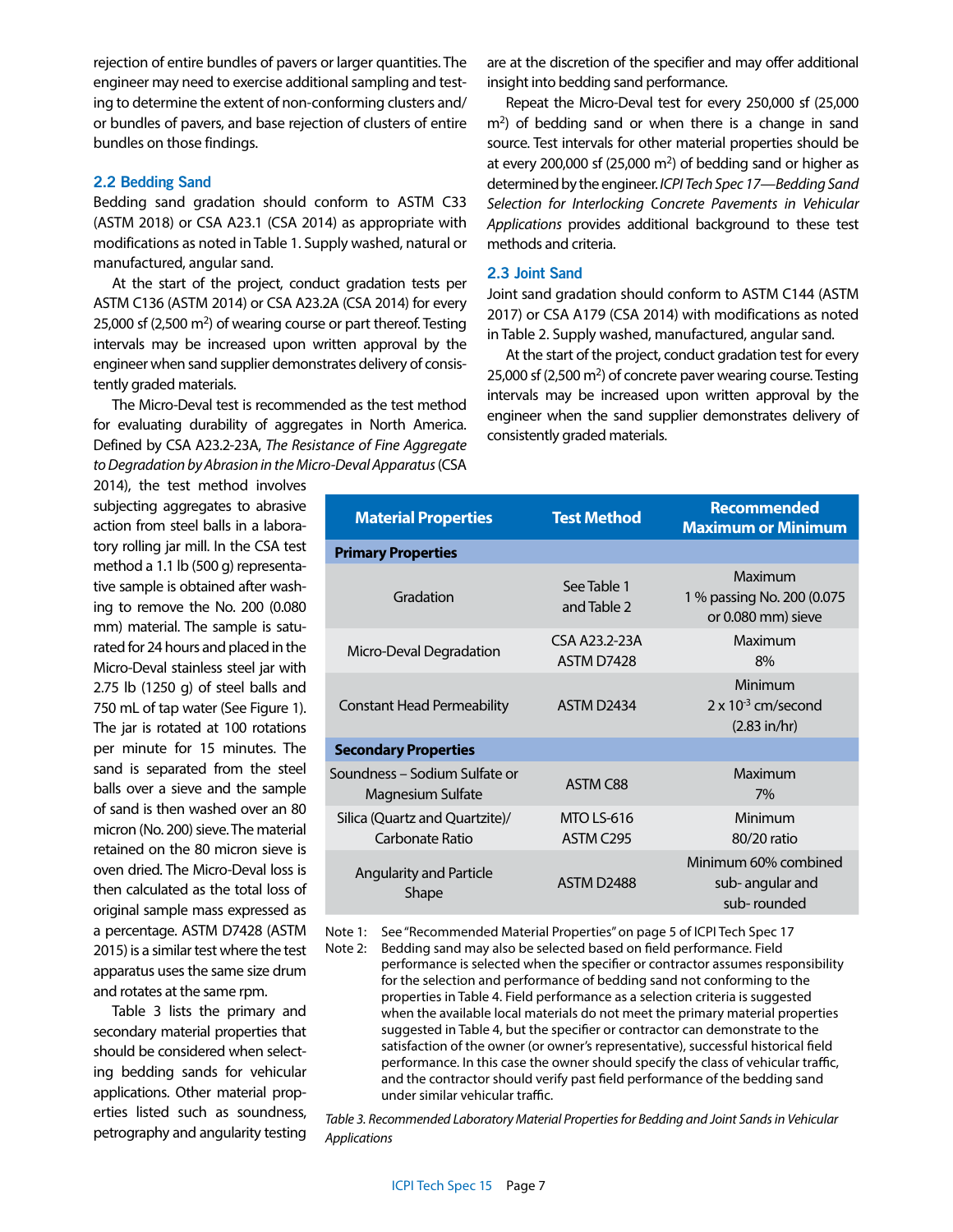rejection of entire bundles of pavers or larger quantities. The engineer may need to exercise additional sampling and testing to determine the extent of non-conforming clusters and/or bundles of pavers, and base rejection of clusters of entire bundles on those findings.

### 2.2 Bedding Sand

Bedding sand gradation should conform to ASTM C33 (ASTM 2018) or CSA A23.1 (CSA 2014) as appropriate with modifications as noted in Table 1. Supply washed, natural or manufactured, angular sand.

At the start of the project, conduct gradation tests per ASTM C136 (ASTM 2014) or CSA A23.2A (CSA 2014) for every 25,000 sf (2,500 m$^2$) of wearing course or part thereof. Testing intervals may be increased upon written approval by the engineer when sand supplier demonstrates delivery of consistently graded materials.

The Micro-Deval test is recommended as the test method for evaluating durability of aggregates in North America. Defined by CSA A23.2-23A, *The Resistance of Fine Aggregate to Degradation by Abrasion in the Micro-Deval Apparatus* (CSA 2014), the test method involves subjecting aggregates to abrasive action from steel balls in a laboratory rolling jar mill. In the CSA test method a 1.1 lb (500 g) representative sample is obtained after washing to remove the No. 200 (0.080 mm) material. The sample is saturated for 24 hours and placed in the Micro-Deval stainless steel jar with 2.75 lb (1250 g) of steel balls and 750 mL of tap water (See Figure 1). The jar is rotated at 100 rotations per minute for 15 minutes. The sand is separated from the steel balls over a sieve and the sample of sand is then washed over an 80 micron (No. 200) sieve. The material retained on the 80 micron sieve is oven dried. The Micro-Deval loss is then calculated as the total loss of original sample mass expressed as a percentage. ASTM D7428 (ASTM 2015) is a similar test where the test apparatus uses the same size drum and rotates at the same rpm.

Table 3 lists the primary and secondary material properties that should be considered when selecting bedding sands for vehicular applications. Other material properties listed such as soundness, petrography and angularity testing are at the discretion of the specifier and may offer additional insight into bedding sand performance.

Repeat the Micro-Deval test for every 250,000 sf (25,000 m$^2$) of bedding sand or when there is a change in sand source. Test intervals for other material properties should be at every 200,000 sf (25,000 m$^2$) of bedding sand or higher as determined by the engineer. *ICPI Tech Spec 17—Bedding Sand Selection for Interlocking Concrete Pavements in Vehicular Applications* provides additional background to these test methods and criteria.

### 2.3 Joint Sand

Joint sand gradation should conform to ASTM C144 (ASTM 2017) or CSA A179 (CSA 2014) with modifications as noted in Table 2. Supply washed, manufactured, angular sand.

At the start of the project, conduct gradation test for every 25,000 sf (2,500 m$^2$) of concrete paver wearing course. Testing intervals may be increased upon written approval by the engineer when the sand supplier demonstrates delivery of consistently graded materials.

| Material Properties | Test Method | Recommended Maximum or Minimum |
|---|---|---|
| **Primary Properties** | | |
| Gradation | See Table 1 and Table 2 | Maximum 1 % passing No. 200 (0.075 or 0.080 mm) sieve |
| Micro-Deval Degradation | CSA A23.2-23A ASTM D7428 | Maximum 8% |
| Constant Head Permeability | ASTM D2434 | Minimum $2 \times 10^{-3}$ cm/second (2.83 in/hr) |
| **Secondary Properties** | | |
| Soundness – Sodium Sulfate or Magnesium Sulfate | ASTM C88 | Maximum 7% |
| Silica (Quartz and Quartzite)/ Carbonate Ratio | MTO LS-616 ASTM C295 | Minimum 80/20 ratio |
| Angularity and Particle Shape | ASTM D2488 | Minimum 60% combined sub- angular and sub- rounded |

Note 1: See "Recommended Material Properties" on page 5 of ICPI Tech Spec 17

Note 2: Bedding sand may also be selected based on field performance. Field performance is selected when the specifier or contractor assumes responsibility for the selection and performance of bedding sand not conforming to the properties in Table 4. Field performance as a selection criteria is suggested when the available local materials do not meet the primary material properties suggested in Table 4, but the specifier or contractor can demonstrate to the satisfaction of the owner (or owner's representative), successful historical field performance. In this case the owner should specify the class of vehicular traffic, and the contractor should verify past field performance of the bedding sand under similar vehicular traffic.

*Table 3. Recommended Laboratory Material Properties for Bedding and Joint Sands in Vehicular Applications*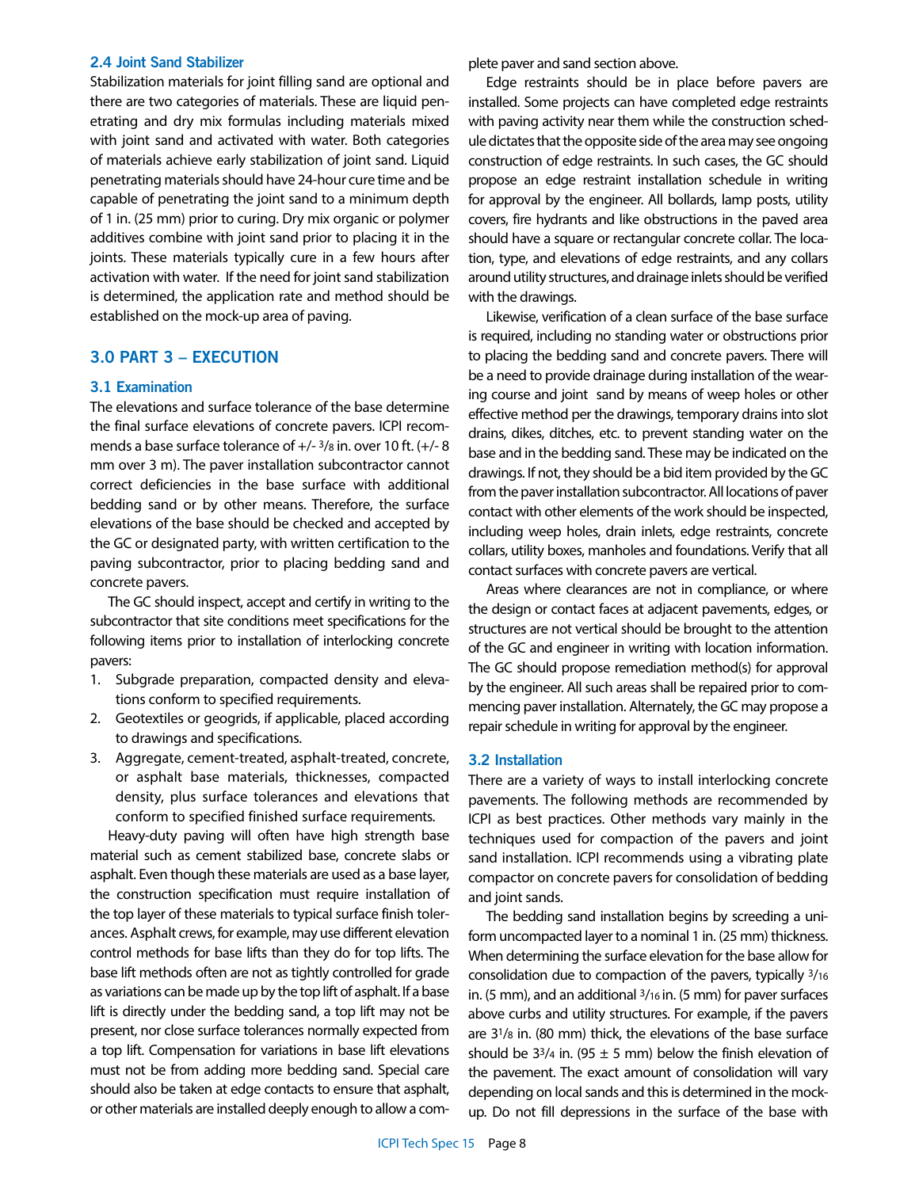### 2.4 Joint Sand Stabilizer

Stabilization materials for joint filling sand are optional and there are two categories of materials. These are liquid penetrating and dry mix formulas including materials mixed with joint sand and activated with water. Both categories of materials achieve early stabilization of joint sand. Liquid penetrating materials should have 24-hour cure time and be capable of penetrating the joint sand to a minimum depth of 1 in. (25 mm) prior to curing. Dry mix organic or polymer additives combine with joint sand prior to placing it in the joints. These materials typically cure in a few hours after activation with water. If the need for joint sand stabilization is determined, the application rate and method should be established on the mock-up area of paving.

## 3.0 PART 3 – EXECUTION

### 3.1 Examination

The elevations and surface tolerance of the base determine the final surface elevations of concrete pavers. ICPI recommends a base surface tolerance of +/- 3/8 in. over 10 ft. (+/- 8 mm over 3 m). The paver installation subcontractor cannot correct deficiencies in the base surface with additional bedding sand or by other means. Therefore, the surface elevations of the base should be checked and accepted by the GC or designated party, with written certification to the paving subcontractor, prior to placing bedding sand and concrete pavers.

The GC should inspect, accept and certify in writing to the subcontractor that site conditions meet specifications for the following items prior to installation of interlocking concrete pavers:

1. Subgrade preparation, compacted density and elevations conform to specified requirements.
2. Geotextiles or geogrids, if applicable, placed according to drawings and specifications.
3. Aggregate, cement-treated, asphalt-treated, concrete, or asphalt base materials, thicknesses, compacted density, plus surface tolerances and elevations that conform to specified finished surface requirements.

Heavy-duty paving will often have high strength base material such as cement stabilized base, concrete slabs or asphalt. Even though these materials are used as a base layer, the construction specification must require installation of the top layer of these materials to typical surface finish tolerances. Asphalt crews, for example, may use different elevation control methods for base lifts than they do for top lifts. The base lift methods often are not as tightly controlled for grade as variations can be made up by the top lift of asphalt. If a base lift is directly under the bedding sand, a top lift may not be present, nor close surface tolerances normally expected from a top lift. Compensation for variations in base lift elevations must not be from adding more bedding sand. Special care should also be taken at edge contacts to ensure that asphalt, or other materials are installed deeply enough to allow a complete paver and sand section above.

Edge restraints should be in place before pavers are installed. Some projects can have completed edge restraints with paving activity near them while the construction schedule dictates that the opposite side of the area may see ongoing construction of edge restraints. In such cases, the GC should propose an edge restraint installation schedule in writing for approval by the engineer. All bollards, lamp posts, utility covers, fire hydrants and like obstructions in the paved area should have a square or rectangular concrete collar. The location, type, and elevations of edge restraints, and any collars around utility structures, and drainage inlets should be verified with the drawings.

Likewise, verification of a clean surface of the base surface is required, including no standing water or obstructions prior to placing the bedding sand and concrete pavers. There will be a need to provide drainage during installation of the wearing course and joint sand by means of weep holes or other effective method per the drawings, temporary drains into slot drains, dikes, ditches, etc. to prevent standing water on the base and in the bedding sand. These may be indicated on the drawings. If not, they should be a bid item provided by the GC from the paver installation subcontractor. All locations of paver contact with other elements of the work should be inspected, including weep holes, drain inlets, edge restraints, concrete collars, utility boxes, manholes and foundations. Verify that all contact surfaces with concrete pavers are vertical.

Areas where clearances are not in compliance, or where the design or contact faces at adjacent pavements, edges, or structures are not vertical should be brought to the attention of the GC and engineer in writing with location information. The GC should propose remediation method(s) for approval by the engineer. All such areas shall be repaired prior to commencing paver installation. Alternately, the GC may propose a repair schedule in writing for approval by the engineer.

### 3.2 Installation

There are a variety of ways to install interlocking concrete pavements. The following methods are recommended by ICPI as best practices. Other methods vary mainly in the techniques used for compaction of the pavers and joint sand installation. ICPI recommends using a vibrating plate compactor on concrete pavers for consolidation of bedding and joint sands.

The bedding sand installation begins by screeding a uniform uncompacted layer to a nominal 1 in. (25 mm) thickness. When determining the surface elevation for the base allow for consolidation due to compaction of the pavers, typically 3/16 in. (5 mm), and an additional 3/16 in. (5 mm) for paver surfaces above curbs and utility structures. For example, if the pavers are 3 1/8 in. (80 mm) thick, the elevations of the base surface should be 3 3/4 in. (95 ± 5 mm) below the finish elevation of the pavement. The exact amount of consolidation will vary depending on local sands and this is determined in the mock-up. Do not fill depressions in the surface of the base with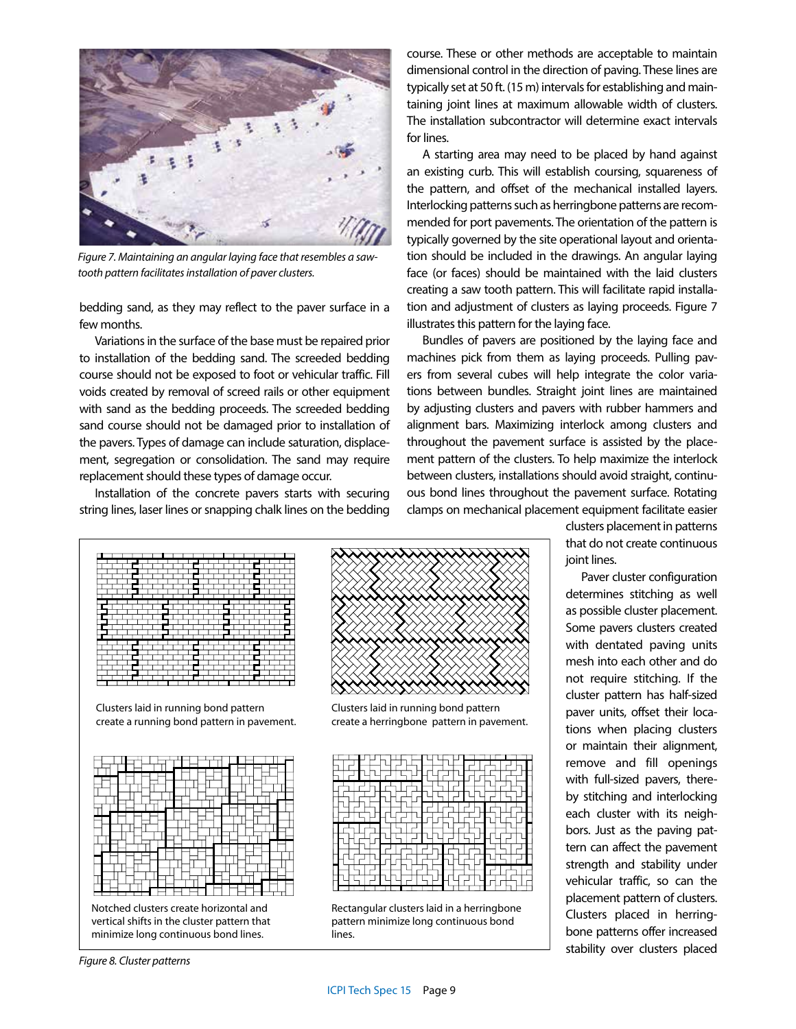*Figure 7. Maintaining an angular laying face that resembles a saw-tooth pattern facilitates installation of paver clusters.*

bedding sand, as they may reflect to the paver surface in a few months.

Variations in the surface of the base must be repaired prior to installation of the bedding sand. The screeded bedding course should not be exposed to foot or vehicular traffic. Fill voids created by removal of screed rails or other equipment with sand as the bedding proceeds. The screeded bedding sand course should not be damaged prior to installation of the pavers. Types of damage can include saturation, displacement, segregation or consolidation. The sand may require replacement should these types of damage occur.

Installation of the concrete pavers starts with securing string lines, laser lines or snapping chalk lines on the bedding course. These or other methods are acceptable to maintain dimensional control in the direction of paving. These lines are typically set at 50 ft. (15 m) intervals for establishing and maintaining joint lines at maximum allowable width of clusters. The installation subcontractor will determine exact intervals for lines.

A starting area may need to be placed by hand against an existing curb. This will establish coursing, squareness of the pattern, and offset of the mechanical installed layers. Interlocking patterns such as herringbone patterns are recommended for port pavements. The orientation of the pattern is typically governed by the site operational layout and orientation should be included in the drawings. An angular laying face (or faces) should be maintained with the laid clusters creating a saw tooth pattern. This will facilitate rapid installation and adjustment of clusters as laying proceeds. Figure 7 illustrates this pattern for the laying face.

Bundles of pavers are positioned by the laying face and machines pick from them as laying proceeds. Pulling pavers from several cubes will help integrate the color variations between bundles. Straight joint lines are maintained by adjusting clusters and pavers with rubber hammers and alignment bars. Maximizing interlock among clusters and throughout the pavement surface is assisted by the placement pattern of the clusters. To help maximize the interlock between clusters, installations should avoid straight, continuous bond lines throughout the pavement surface. Rotating clamps on mechanical placement equipment facilitate easier clusters placement in patterns that do not create continuous joint lines.

Paver cluster configuration determines stitching as well as possible cluster placement. Some pavers clusters created with dentated paving units mesh into each other and do not require stitching. If the cluster pattern has half-sized paver units, offset their locations when placing clusters or maintain their alignment, remove and fill openings with full-sized pavers, thereby stitching and interlocking each cluster with its neighbors. Just as the paving pattern can affect the pavement strength and stability under vehicular traffic, so can the placement pattern of clusters. Clusters placed in herringbone patterns offer increased stability over clusters placed

Clusters laid in running bond pattern create a running bond pattern in pavement.

Clusters laid in running bond pattern create a herringbone pattern in pavement.

Notched clusters create horizontal and vertical shifts in the cluster pattern that minimize long continuous bond lines.

Rectangular clusters laid in a herringbone pattern minimize long continuous bond lines.

*Figure 8. Cluster patterns*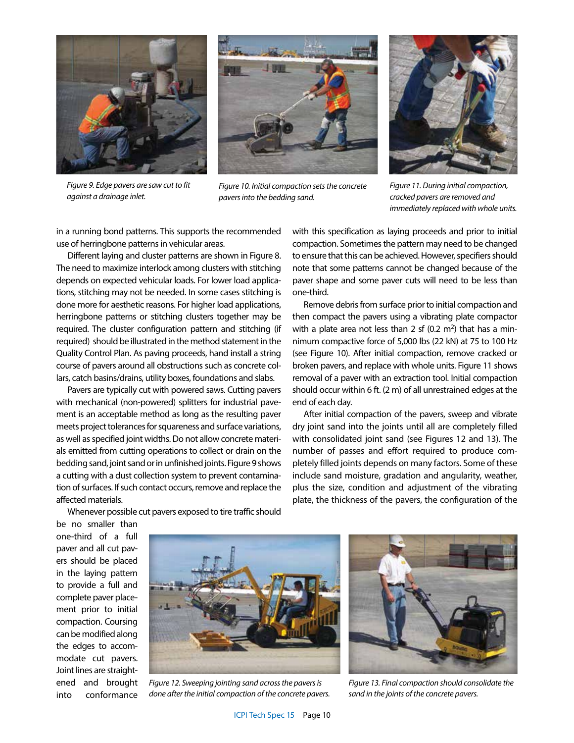Figure 9. Edge pavers are saw cut to fit against a drainage inlet.

Figure 10. Initial compaction sets the concrete pavers into the bedding sand.

Figure 11. During initial compaction, cracked pavers are removed and immediately replaced with whole units.

in a running bond patterns. This supports the recommended use of herringbone patterns in vehicular areas.

Different laying and cluster patterns are shown in Figure 8. The need to maximize interlock among clusters with stitching depends on expected vehicular loads. For lower load applications, stitching may not be needed. In some cases stitching is done more for aesthetic reasons. For higher load applications, herringbone patterns or stitching clusters together may be required. The cluster configuration pattern and stitching (if required) should be illustrated in the method statement in the Quality Control Plan. As paving proceeds, hand install a string course of pavers around all obstructions such as concrete collars, catch basins/drains, utility boxes, foundations and slabs.

Pavers are typically cut with powered saws. Cutting pavers with mechanical (non-powered) splitters for industrial pavement is an acceptable method as long as the resulting paver meets project tolerances for squareness and surface variations, as well as specified joint widths. Do not allow concrete materials emitted from cutting operations to collect or drain on the bedding sand, joint sand or in unfinished joints. Figure 9 shows a cutting with a dust collection system to prevent contamination of surfaces. If such contact occurs, remove and replace the affected materials.

Whenever possible cut pavers exposed to tire traffic should be no smaller than one-third of a full paver and all cut pavers should be placed in the laying pattern to provide a full and complete paver placement prior to initial compaction. Coursing can be modified along the edges to accommodate cut pavers. Joint lines are straightened and brought into conformance with this specification as laying proceeds and prior to initial compaction. Sometimes the pattern may need to be changed to ensure that this can be achieved. However, specifiers should note that some patterns cannot be changed because of the paver shape and some paver cuts will need to be less than one-third.

Remove debris from surface prior to initial compaction and then compact the pavers using a vibrating plate compactor with a plate area not less than 2 sf (0.2 $m^2$) that has a minimum compactive force of 5,000 lbs (22 kN) at 75 to 100 Hz (see Figure 10). After initial compaction, remove cracked or broken pavers, and replace with whole units. Figure 11 shows removal of a paver with an extraction tool. Initial compaction should occur within 6 ft. (2 m) of all unrestrained edges at the end of each day.

After initial compaction of the pavers, sweep and vibrate dry joint sand into the joints until all are completely filled with consolidated joint sand (see Figures 12 and 13). The number of passes and effort required to produce completely filled joints depends on many factors. Some of these include sand moisture, gradation and angularity, weather, plus the size, condition and adjustment of the vibrating plate, the thickness of the pavers, the configuration of the

Figure 12. Sweeping jointing sand across the pavers is done after the initial compaction of the concrete pavers.

Figure 13. Final compaction should consolidate the sand in the joints of the concrete pavers.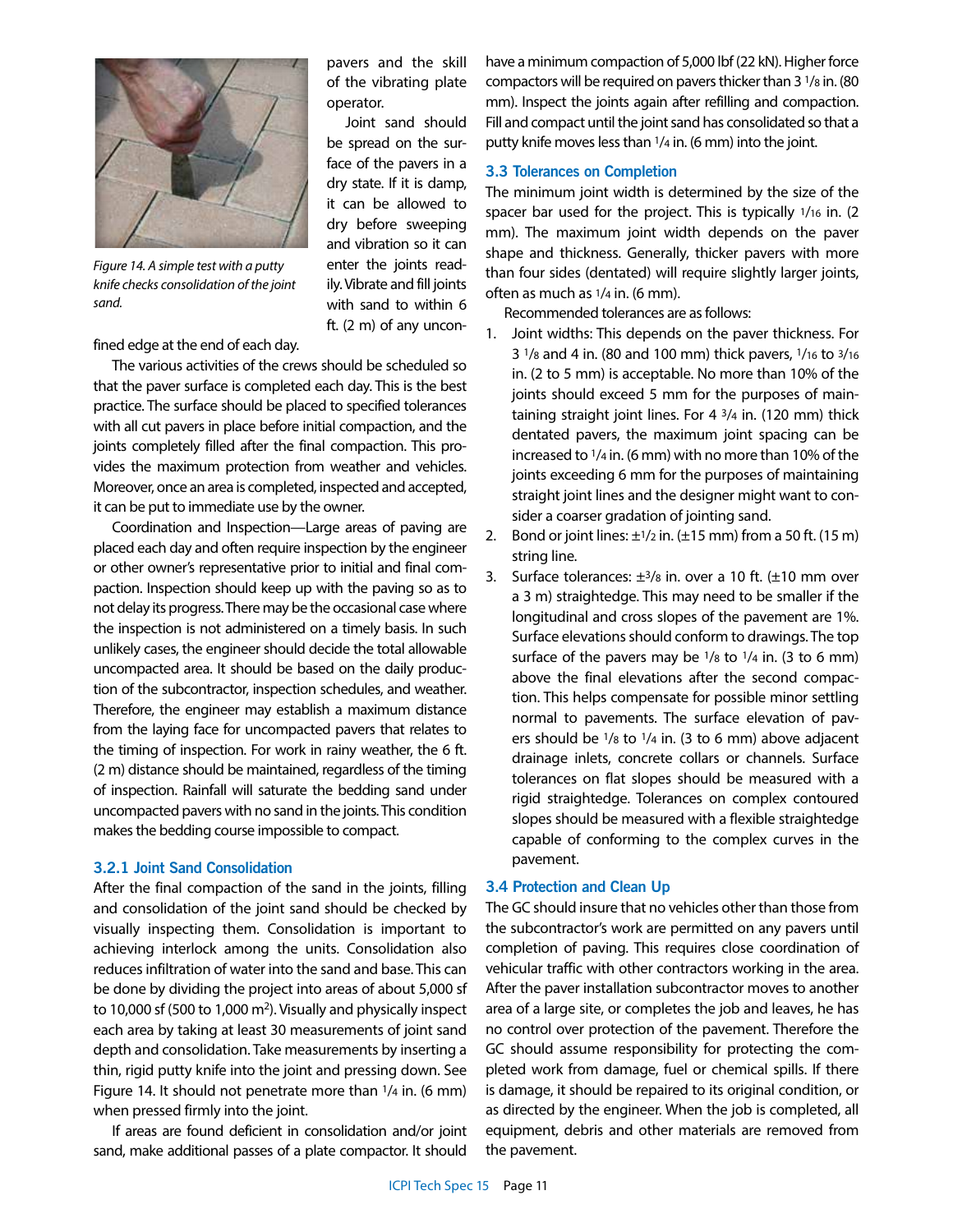pavers and the skill of the vibrating plate operator.

Joint sand should be spread on the surface of the pavers in a dry state. If it is damp, it can be allowed to dry before sweeping and vibration so it can enter the joints readily. Vibrate and fill joints with sand to within 6 ft. (2 m) of any unconfined edge at the end of each day.

*Figure 14. A simple test with a putty knife checks consolidation of the joint sand.*

The various activities of the crews should be scheduled so that the paver surface is completed each day. This is the best practice. The surface should be placed to specified tolerances with all cut pavers in place before initial compaction, and the joints completely filled after the final compaction. This provides the maximum protection from weather and vehicles. Moreover, once an area is completed, inspected and accepted, it can be put to immediate use by the owner.

Coordination and Inspection—Large areas of paving are placed each day and often require inspection by the engineer or other owner's representative prior to initial and final compaction. Inspection should keep up with the paving so as to not delay its progress. There may be the occasional case where the inspection is not administered on a timely basis. In such unlikely cases, the engineer should decide the total allowable uncompacted area. It should be based on the daily production of the subcontractor, inspection schedules, and weather. Therefore, the engineer may establish a maximum distance from the laying face for uncompacted pavers that relates to the timing of inspection. For work in rainy weather, the 6 ft. (2 m) distance should be maintained, regardless of the timing of inspection. Rainfall will saturate the bedding sand under uncompacted pavers with no sand in the joints. This condition makes the bedding course impossible to compact.

### 3.2.1 Joint Sand Consolidation

After the final compaction of the sand in the joints, filling and consolidation of the joint sand should be checked by visually inspecting them. Consolidation is important to achieving interlock among the units. Consolidation also reduces infiltration of water into the sand and base. This can be done by dividing the project into areas of about 5,000 sf to 10,000 sf (500 to 1,000 m$^2$). Visually and physically inspect each area by taking at least 30 measurements of joint sand depth and consolidation. Take measurements by inserting a thin, rigid putty knife into the joint and pressing down. See Figure 14. It should not penetrate more than 1/4 in. (6 mm) when pressed firmly into the joint.

If areas are found deficient in consolidation and/or joint sand, make additional passes of a plate compactor. It should have a minimum compaction of 5,000 lbf (22 kN). Higher force compactors will be required on pavers thicker than 3 1/8 in. (80 mm). Inspect the joints again after refilling and compaction. Fill and compact until the joint sand has consolidated so that a putty knife moves less than 1/4 in. (6 mm) into the joint.

### 3.3 Tolerances on Completion

The minimum joint width is determined by the size of the spacer bar used for the project. This is typically 1/16 in. (2 mm). The maximum joint width depends on the paver shape and thickness. Generally, thicker pavers with more than four sides (dentated) will require slightly larger joints, often as much as 1/4 in. (6 mm).

Recommended tolerances are as follows:

1. Joint widths: This depends on the paver thickness. For 3 1/8 and 4 in. (80 and 100 mm) thick pavers, 1/16 to 3/16 in. (2 to 5 mm) is acceptable. No more than 10% of the joints should exceed 5 mm for the purposes of maintaining straight joint lines. For 4 3/4 in. (120 mm) thick dentated pavers, the maximum joint spacing can be increased to 1/4 in. (6 mm) with no more than 10% of the joints exceeding 6 mm for the purposes of maintaining straight joint lines and the designer might want to consider a coarser gradation of jointing sand.
2. Bond or joint lines: ±1/2 in. (±15 mm) from a 50 ft. (15 m) string line.
3. Surface tolerances: ±3/8 in. over a 10 ft. (±10 mm over a 3 m) straightedge. This may need to be smaller if the longitudinal and cross slopes of the pavement are 1%. Surface elevations should conform to drawings. The top surface of the pavers may be 1/8 to 1/4 in. (3 to 6 mm) above the final elevations after the second compaction. This helps compensate for possible minor settling normal to pavements. The surface elevation of pavers should be 1/8 to 1/4 in. (3 to 6 mm) above adjacent drainage inlets, concrete collars or channels. Surface tolerances on flat slopes should be measured with a rigid straightedge. Tolerances on complex contoured slopes should be measured with a flexible straightedge capable of conforming to the complex curves in the pavement.

### 3.4 Protection and Clean Up

The GC should insure that no vehicles other than those from the subcontractor's work are permitted on any pavers until completion of paving. This requires close coordination of vehicular traffic with other contractors working in the area. After the paver installation subcontractor moves to another area of a large site, or completes the job and leaves, he has no control over protection of the pavement. Therefore the GC should assume responsibility for protecting the completed work from damage, fuel or chemical spills. If there is damage, it should be repaired to its original condition, or as directed by the engineer. When the job is completed, all equipment, debris and other materials are removed from the pavement.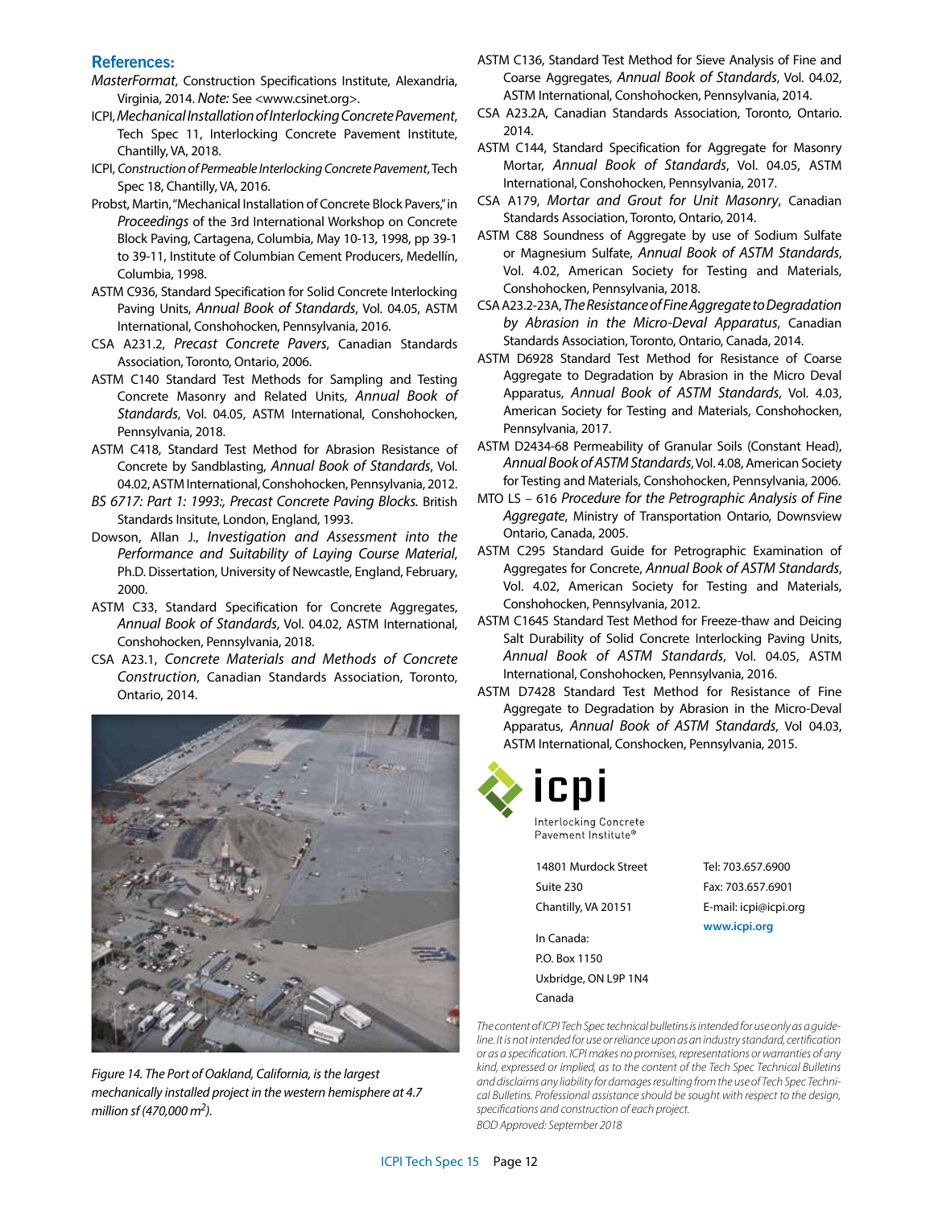## References:

*MasterFormat*, Construction Specifications Institute, Alexandria, Virginia, 2014. *Note:* See <www.csinet.org>.

ICPI, *Mechanical Installation of Interlocking Concrete Pavement*, Tech Spec 11, Interlocking Concrete Pavement Institute, Chantilly, VA, 2018.

ICPI, *Construction of Permeable Interlocking Concrete Pavement*, Tech Spec 18, Chantilly, VA, 2016.

Probst, Martin, "Mechanical Installation of Concrete Block Pavers," in *Proceedings* of the 3rd International Workshop on Concrete Block Paving, Cartagena, Columbia, May 10-13, 1998, pp 39-1 to 39-11, Institute of Columbian Cement Producers, Medellín, Columbia, 1998.

ASTM C936, Standard Specification for Solid Concrete Interlocking Paving Units, *Annual Book of Standards*, Vol. 04.05, ASTM International, Conshohocken, Pennsylvania, 2016.

CSA A231.2, *Precast Concrete Pavers*, Canadian Standards Association, Toronto, Ontario, 2006.

ASTM C140 Standard Test Methods for Sampling and Testing Concrete Masonry and Related Units, *Annual Book of Standards*, Vol. 04.05, ASTM International, Conshohocken, Pennsylvania, 2018.

ASTM C418, Standard Test Method for Abrasion Resistance of Concrete by Sandblasting, *Annual Book of Standards*, Vol. 04.02, ASTM International, Conshohocken, Pennsylvania, 2012.

*BS 6717: Part 1: 1993:, Precast Concrete Paving Blocks.* British Standards Insitute, London, England, 1993.

Dowson, Allan J., *Investigation and Assessment into the Performance and Suitability of Laying Course Material*, Ph.D. Dissertation, University of Newcastle, England, February, 2000.

ASTM C33, Standard Specification for Concrete Aggregates, *Annual Book of Standards*, Vol. 04.02, ASTM International, Conshohocken, Pennsylvania, 2018.

CSA A23.1, *Concrete Materials and Methods of Concrete Construction*, Canadian Standards Association, Toronto, Ontario, 2014.

*Figure 14. The Port of Oakland, California, is the largest mechanically installed project in the western hemisphere at 4.7 million sf (470,000 $m^2$).*

ASTM C136, Standard Test Method for Sieve Analysis of Fine and Coarse Aggregates, *Annual Book of Standards*, Vol. 04.02, ASTM International, Conshohocken, Pennsylvania, 2014.

CSA A23.2A, Canadian Standards Association, Toronto, Ontario. 2014.

ASTM C144, Standard Specification for Aggregate for Masonry Mortar, *Annual Book of Standards*, Vol. 04.05, ASTM International, Conshohocken, Pennsylvania, 2017.

CSA A179, *Mortar and Grout for Unit Masonry*, Canadian Standards Association, Toronto, Ontario, 2014.

ASTM C88 Soundness of Aggregate by use of Sodium Sulfate or Magnesium Sulfate, *Annual Book of ASTM Standards*, Vol. 4.02, American Society for Testing and Materials, Conshohocken, Pennsylvania, 2018.

CSA A23.2-23A, *The Resistance of Fine Aggregate to Degradation by Abrasion in the Micro-Deval Apparatus*, Canadian Standards Association, Toronto, Ontario, Canada, 2014.

ASTM D6928 Standard Test Method for Resistance of Coarse Aggregate to Degradation by Abrasion in the Micro Deval Apparatus, *Annual Book of ASTM Standards*, Vol. 4.03, American Society for Testing and Materials, Conshohocken, Pennsylvania, 2017.

ASTM D2434-68 Permeability of Granular Soils (Constant Head), *Annual Book of ASTM Standards*, Vol. 4.08, American Society for Testing and Materials, Conshohocken, Pennsylvania, 2006.

MTO LS – 616 *Procedure for the Petrographic Analysis of Fine Aggregate*, Ministry of Transportation Ontario, Downsview Ontario, Canada, 2005.

ASTM C295 Standard Guide for Petrographic Examination of Aggregates for Concrete, *Annual Book of ASTM Standards*, Vol. 4.02, American Society for Testing and Materials, Conshohocken, Pennsylvania, 2012.

ASTM C1645 Standard Test Method for Freeze-thaw and Deicing Salt Durability of Solid Concrete Interlocking Paving Units, *Annual Book of ASTM Standards*, Vol. 04.05, ASTM International, Conshohocken, Pennsylvania, 2016.

ASTM D7428 Standard Test Method for Resistance of Fine Aggregate to Degradation by Abrasion in the Micro-Deval Apparatus, *Annual Book of ASTM Standards*, Vol 04.03, ASTM International, Conshocken, Pennsylvania, 2015.

icpi
Interlocking Concrete Pavement Institute®

14801 Murdock Street
Suite 230
Chantilly, VA 20151

In Canada:
P.O. Box 1150
Uxbridge, ON L9P 1N4
Canada

Tel: 703.657.6900
Fax: 703.657.6901
E-mail: icpi@icpi.org
**www.icpi.org**

*The content of ICPI Tech Spec technical bulletins is intended for use only as a guideline. It is not intended for use or reliance upon as an industry standard, certification or as a specification. ICPI makes no promises, representations or warranties of any kind, expressed or implied, as to the content of the Tech Spec Technical Bulletins and disclaims any liability for damages resulting from the use of Tech Spec Technical Bulletins. Professional assistance should be sought with respect to the design, specifications and construction of each project.*

*BOD Approved: September 2018*